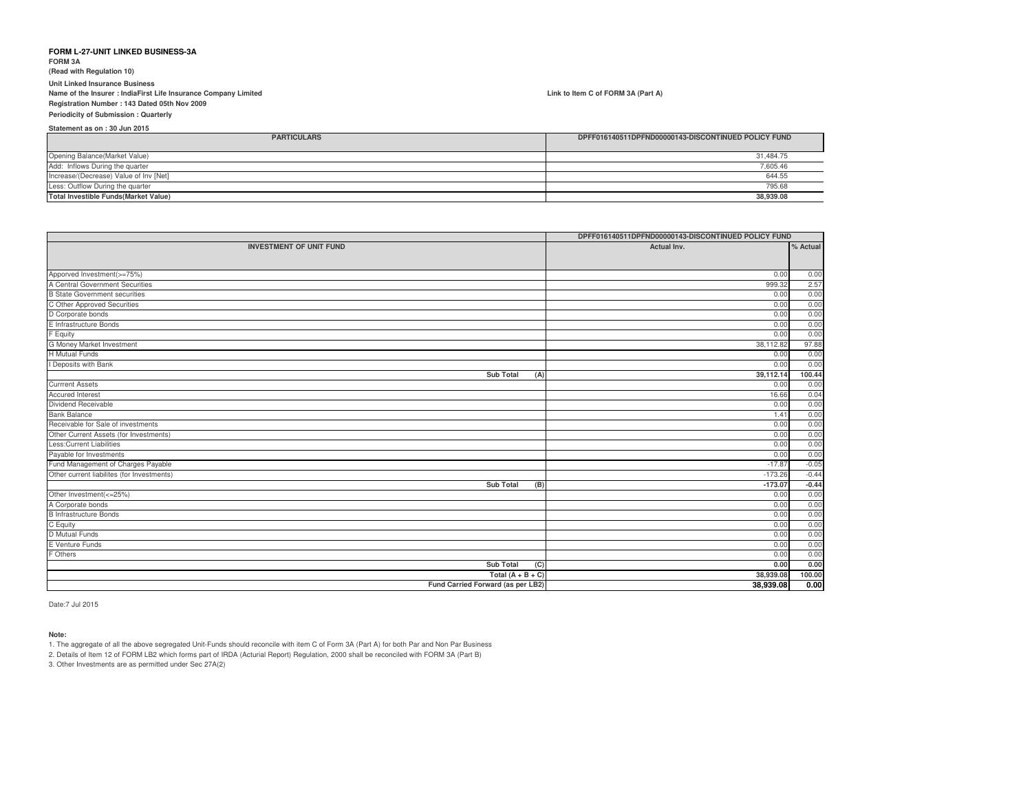**FORM L-27-UNIT LINKED BUSINESS-3A**

**FORM 3A**

**(Read with Regulation 10)**

**Unit Linked Insurance Business**

**Name of the Insurer : IndiaFirst Life Insurance Company Limited**

**Link to Item C of FORM 3A (Part A)**

**Registration Number : 143 Dated 05th Nov 2009**

**Periodicity of Submission : Quarterly**

**Statement as on : 30 Jun 2015**

| PARTICULARS | DPFF016140511DPFND00000143-DISCONTINUED POLICY FUND |
|---|---|
| Opening Balance(Market Value) | 31,484.75 |
| Add: Inflows During the quarter | 7,605.46 |
| Increase/(Decrease) Value of Inv [Net] | 644.55 |
| Less: Outflow During the quarter | 795.68 |
| **Total Investible Funds(Market Value)** | **38,939.08** |

| | DPFF016140511DPFND00000143-DISCONTINUED POLICY FUND | |
|---|---|---|
| **INVESTMENT OF UNIT FUND** | **Actual Inv.** | **% Actual** |
| Apporved Investment(>=75%) | 0.00 | 0.00 |
| A Central Government Securities | 999.32 | 2.57 |
| B State Government securities | 0.00 | 0.00 |
| C Other Approved Securities | 0.00 | 0.00 |
| D Corporate bonds | 0.00 | 0.00 |
| E Infrastructure Bonds | 0.00 | 0.00 |
| F Equity | 0.00 | 0.00 |
| G Money Market Investment | 38,112.82 | 97.88 |
| H Mutual Funds | 0.00 | 0.00 |
| I Deposits with Bank | 0.00 | 0.00 |
| **Sub Total (A)** | **39,112.14** | **100.44** |
| Currrent Assets | 0.00 | 0.00 |
| Accured Interest | 16.66 | 0.04 |
| Dividend Receivable | 0.00 | 0.00 |
| Bank Balance | 1.41 | 0.00 |
| Receivable for Sale of investments | 0.00 | 0.00 |
| Other Current Assets (for Investments) | 0.00 | 0.00 |
| Less:Current Liabilities | 0.00 | 0.00 |
| Payable for Investments | 0.00 | 0.00 |
| Fund Management of Charges Payable | -17.87 | -0.05 |
| Other current liabilites (for Investments) | -173.26 | -0.44 |
| **Sub Total (B)** | **-173.07** | **-0.44** |
| Other Investment(<=25%) | 0.00 | 0.00 |
| A Corporate bonds | 0.00 | 0.00 |
| B Infrastructure Bonds | 0.00 | 0.00 |
| C Equity | 0.00 | 0.00 |
| D Mutual Funds | 0.00 | 0.00 |
| E Venture Funds | 0.00 | 0.00 |
| F Others | 0.00 | 0.00 |
| **Sub Total (C)** | **0.00** | **0.00** |
| **Total (A + B + C)** | **38,939.08** | **100.00** |
| **Fund Carried Forward (as per LB2)** | **38,939.08** | **0.00** |

Date:7 Jul 2015

**Note:**

1. The aggregate of all the above segregated Unit-Funds should reconcile with item C of Form 3A (Part A) for both Par and Non Par Business
2. Details of Item 12 of FORM LB2 which forms part of IRDA (Acturial Report) Regulation, 2000 shall be reconciled with FORM 3A (Part B)
3. Other Investments are as permitted under Sec 27A(2)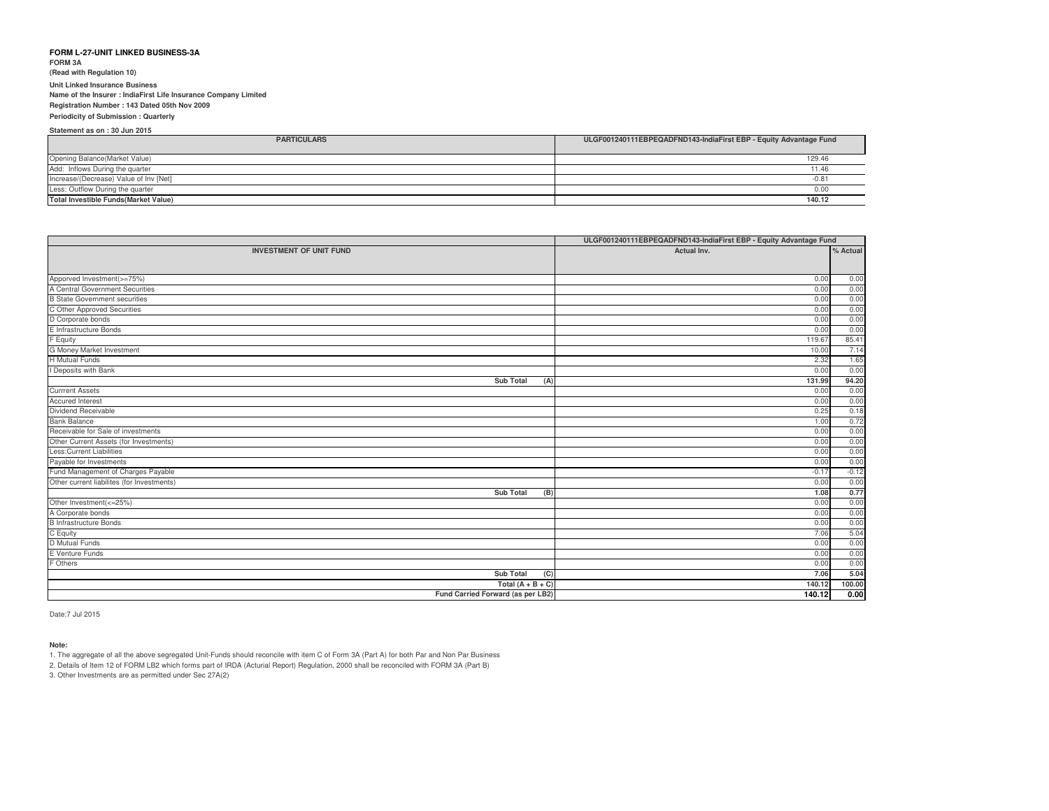**FORM L-27-UNIT LINKED BUSINESS-3A**

**FORM 3A**

**(Read with Regulation 10)**

**Unit Linked Insurance Business**

**Name of the Insurer : IndiaFirst Life Insurance Company Limited**

**Registration Number : 143 Dated 05th Nov 2009**

**Periodicity of Submission : Quarterly**

**Statement as on : 30 Jun 2015**

| PARTICULARS | ULGF001240111EBPEQADFND143-IndiaFirst EBP - Equity Advantage Fund |
|---|---|
| Opening Balance(Market Value) | 129.46 |
| Add: Inflows During the quarter | 11.46 |
| Increase/(Decrease) Value of Inv [Net] | -0.81 |
| Less: Outflow During the quarter | 0.00 |
| **Total Investible Funds(Market Value)** | **140.12** |

| | ULGF001240111EBPEQADFND143-IndiaFirst EBP - Equity Advantage Fund | |
|---|---|---|
| **INVESTMENT OF UNIT FUND** | **Actual Inv.** | **% Actual** |
| Apporved Investment(>=75%) | 0.00 | 0.00 |
| A Central Government Securities | 0.00 | 0.00 |
| B State Government securities | 0.00 | 0.00 |
| C Other Approved Securities | 0.00 | 0.00 |
| D Corporate bonds | 0.00 | 0.00 |
| E Infrastructure Bonds | 0.00 | 0.00 |
| F Equity | 119.67 | 85.41 |
| G Money Market Investment | 10.00 | 7.14 |
| H Mutual Funds | 2.32 | 1.65 |
| I Deposits with Bank | 0.00 | 0.00 |
| **Sub Total (A)** | **131.99** | **94.20** |
| Currrent Assets | 0.00 | 0.00 |
| Accured Interest | 0.00 | 0.00 |
| Dividend Receivable | 0.25 | 0.18 |
| Bank Balance | 1.00 | 0.72 |
| Receivable for Sale of investments | 0.00 | 0.00 |
| Other Current Assets (for Investments) | 0.00 | 0.00 |
| Less:Current Liabilities | 0.00 | 0.00 |
| Payable for Investments | 0.00 | 0.00 |
| Fund Management of Charges Payable | -0.17 | -0.12 |
| Other current liabilites (for Investments) | 0.00 | 0.00 |
| **Sub Total (B)** | **1.08** | **0.77** |
| Other Investment(<=25%) | 0.00 | 0.00 |
| A Corporate bonds | 0.00 | 0.00 |
| B Infrastructure Bonds | 0.00 | 0.00 |
| C Equity | 7.06 | 5.04 |
| D Mutual Funds | 0.00 | 0.00 |
| E Venture Funds | 0.00 | 0.00 |
| F Others | 0.00 | 0.00 |
| **Sub Total (C)** | **7.06** | **5.04** |
| **Total (A + B + C)** | **140.12** | **100.00** |
| **Fund Carried Forward (as per LB2)** | **140.12** | **0.00** |

Date:7 Jul 2015

**Note:**

1. The aggregate of all the above segregated Unit-Funds should reconcile with item C of Form 3A (Part A) for both Par and Non Par Business
2. Details of Item 12 of FORM LB2 which forms part of IRDA (Acturial Report) Regulation, 2000 shall be reconciled with FORM 3A (Part B)
3. Other Investments are as permitted under Sec 27A(2)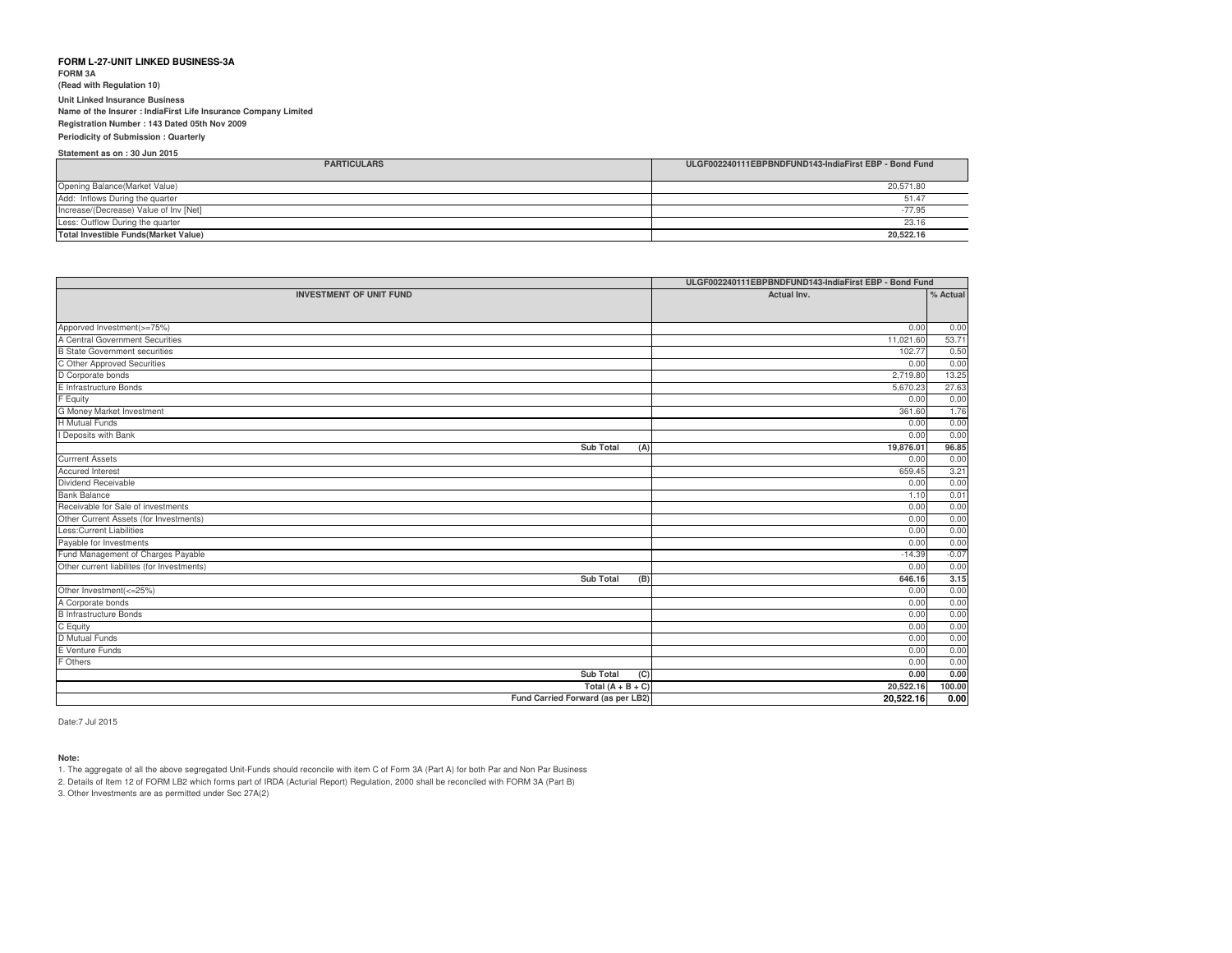**FORM L-27-UNIT LINKED BUSINESS-3A**

**FORM 3A**

**(Read with Regulation 10)**

**Unit Linked Insurance Business**

**Name of the Insurer : IndiaFirst Life Insurance Company Limited**

**Registration Number : 143 Dated 05th Nov 2009**

**Periodicity of Submission : Quarterly**

**Statement as on : 30 Jun 2015**

| PARTICULARS | ULGF002240111EBPBNDFUND143-IndiaFirst EBP - Bond Fund |
|---|---|
| Opening Balance(Market Value) | 20,571.80 |
| Add: Inflows During the quarter | 51.47 |
| Increase/(Decrease) Value of Inv [Net] | -77.95 |
| Less: Outflow During the quarter | 23.16 |
| **Total Investible Funds(Market Value)** | **20,522.16** |

| | ULGF002240111EBPBNDFUND143-IndiaFirst EBP - Bond Fund | |
|---|---|---|
| **INVESTMENT OF UNIT FUND** | **Actual Inv.** | **% Actual** |
| Apporved Investment(>=75%) | 0.00 | 0.00 |
| A Central Government Securities | 11,021.60 | 53.71 |
| B State Government securities | 102.77 | 0.50 |
| C Other Approved Securities | 0.00 | 0.00 |
| D Corporate bonds | 2,719.80 | 13.25 |
| E Infrastructure Bonds | 5,670.23 | 27.63 |
| F Equity | 0.00 | 0.00 |
| G Money Market Investment | 361.60 | 1.76 |
| H Mutual Funds | 0.00 | 0.00 |
| I Deposits with Bank | 0.00 | 0.00 |
| **Sub Total (A)** | **19,876.01** | **96.85** |
| Currrent Assets | 0.00 | 0.00 |
| Accured Interest | 659.45 | 3.21 |
| Dividend Receivable | 0.00 | 0.00 |
| Bank Balance | 1.10 | 0.01 |
| Receivable for Sale of investments | 0.00 | 0.00 |
| Other Current Assets (for Investments) | 0.00 | 0.00 |
| Less:Current Liabilities | 0.00 | 0.00 |
| Payable for Investments | 0.00 | 0.00 |
| Fund Management of Charges Payable | -14.39 | -0.07 |
| Other current liabilites (for Investments) | 0.00 | 0.00 |
| **Sub Total (B)** | **646.16** | **3.15** |
| Other Investment(<=25%) | 0.00 | 0.00 |
| A Corporate bonds | 0.00 | 0.00 |
| B Infrastructure Bonds | 0.00 | 0.00 |
| C Equity | 0.00 | 0.00 |
| D Mutual Funds | 0.00 | 0.00 |
| E Venture Funds | 0.00 | 0.00 |
| F Others | 0.00 | 0.00 |
| **Sub Total (C)** | **0.00** | **0.00** |
| **Total (A + B + C)** | **20,522.16** | **100.00** |
| **Fund Carried Forward (as per LB2)** | **20,522.16** | **0.00** |

Date:7 Jul 2015

**Note:**

1. The aggregate of all the above segregated Unit-Funds should reconcile with item C of Form 3A (Part A) for both Par and Non Par Business
2. Details of Item 12 of FORM LB2 which forms part of IRDA (Acturial Report) Regulation, 2000 shall be reconciled with FORM 3A (Part B)
3. Other Investments are as permitted under Sec 27A(2)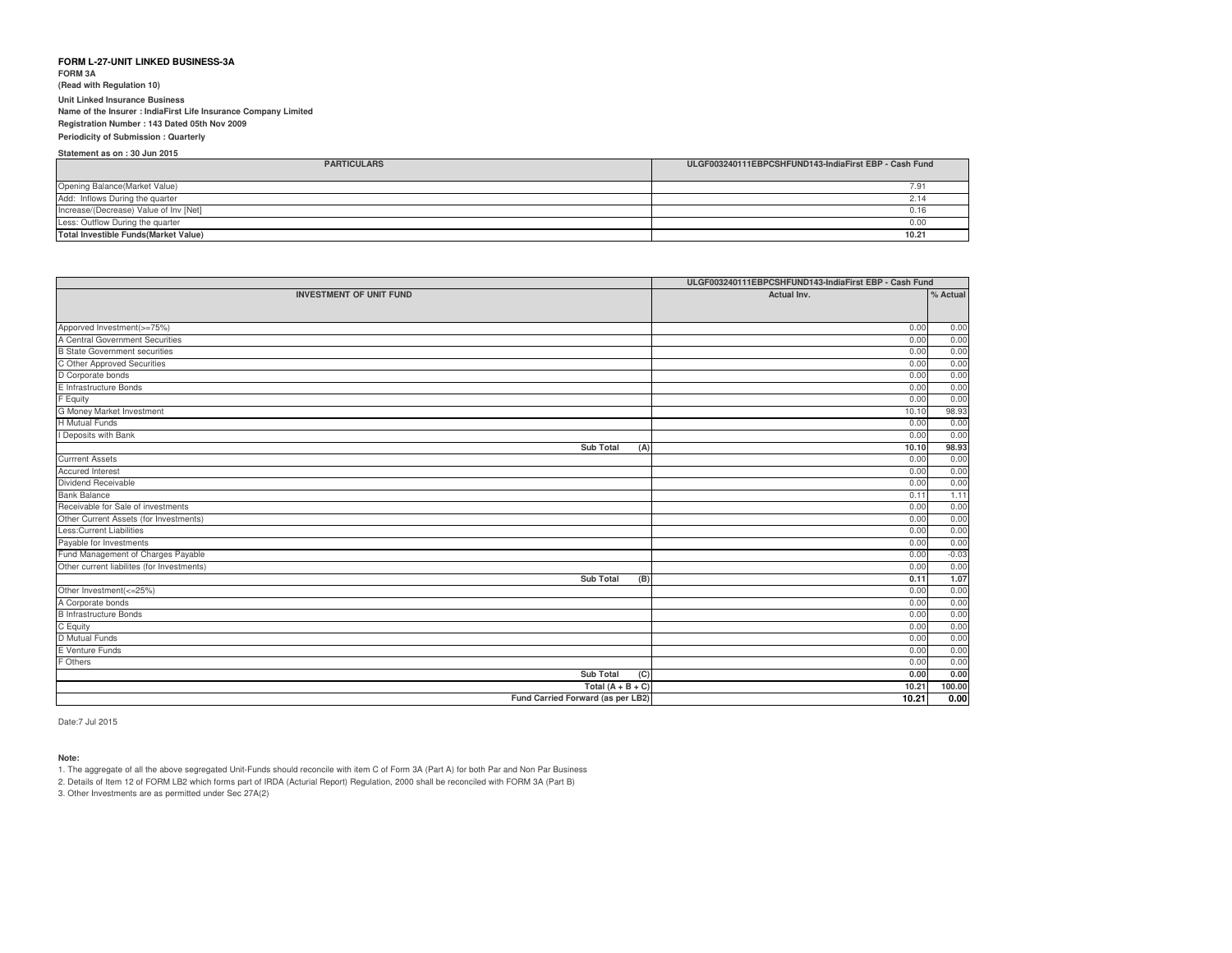**FORM L-27-UNIT LINKED BUSINESS-3A**

**FORM 3A**

**(Read with Regulation 10)**

**Unit Linked Insurance Business**

**Name of the Insurer : IndiaFirst Life Insurance Company Limited**

**Registration Number : 143 Dated 05th Nov 2009**

**Periodicity of Submission : Quarterly**

**Statement as on : 30 Jun 2015**

| PARTICULARS | ULGF003240111EBPCSHFUND143-IndiaFirst EBP - Cash Fund |
|---|---|
| Opening Balance(Market Value) | 7.91 |
| Add: Inflows During the quarter | 2.14 |
| Increase/(Decrease) Value of Inv [Net] | 0.16 |
| Less: Outflow During the quarter | 0.00 |
| **Total Investible Funds(Market Value)** | **10.21** |

| | ULGF003240111EBPCSHFUND143-IndiaFirst EBP - Cash Fund | |
|---|---|---|
| **INVESTMENT OF UNIT FUND** | **Actual Inv.** | **% Actual** |
| Apporved Investment(>=75%) | 0.00 | 0.00 |
| A Central Government Securities | 0.00 | 0.00 |
| B State Government securities | 0.00 | 0.00 |
| C Other Approved Securities | 0.00 | 0.00 |
| D Corporate bonds | 0.00 | 0.00 |
| E Infrastructure Bonds | 0.00 | 0.00 |
| F Equity | 0.00 | 0.00 |
| G Money Market Investment | 10.10 | 98.93 |
| H Mutual Funds | 0.00 | 0.00 |
| I Deposits with Bank | 0.00 | 0.00 |
| **Sub Total (A)** | **10.10** | **98.93** |
| Currrent Assets | 0.00 | 0.00 |
| Accured Interest | 0.00 | 0.00 |
| Dividend Receivable | 0.00 | 0.00 |
| Bank Balance | 0.11 | 1.11 |
| Receivable for Sale of investments | 0.00 | 0.00 |
| Other Current Assets (for Investments) | 0.00 | 0.00 |
| Less:Current Liabilities | 0.00 | 0.00 |
| Payable for Investments | 0.00 | 0.00 |
| Fund Management of Charges Payable | 0.00 | -0.03 |
| Other current liabilites (for Investments) | 0.00 | 0.00 |
| **Sub Total (B)** | **0.11** | **1.07** |
| Other Investment(<=25%) | 0.00 | 0.00 |
| A Corporate bonds | 0.00 | 0.00 |
| B Infrastructure Bonds | 0.00 | 0.00 |
| C Equity | 0.00 | 0.00 |
| D Mutual Funds | 0.00 | 0.00 |
| E Venture Funds | 0.00 | 0.00 |
| F Others | 0.00 | 0.00 |
| **Sub Total (C)** | **0.00** | **0.00** |
| **Total (A + B + C)** | **10.21** | **100.00** |
| **Fund Carried Forward (as per LB2)** | **10.21** | **0.00** |

Date:7 Jul 2015

**Note:**

1. The aggregate of all the above segregated Unit-Funds should reconcile with item C of Form 3A (Part A) for both Par and Non Par Business
2. Details of Item 12 of FORM LB2 which forms part of IRDA (Acturial Report) Regulation, 2000 shall be reconciled with FORM 3A (Part B)
3. Other Investments are as permitted under Sec 27A(2)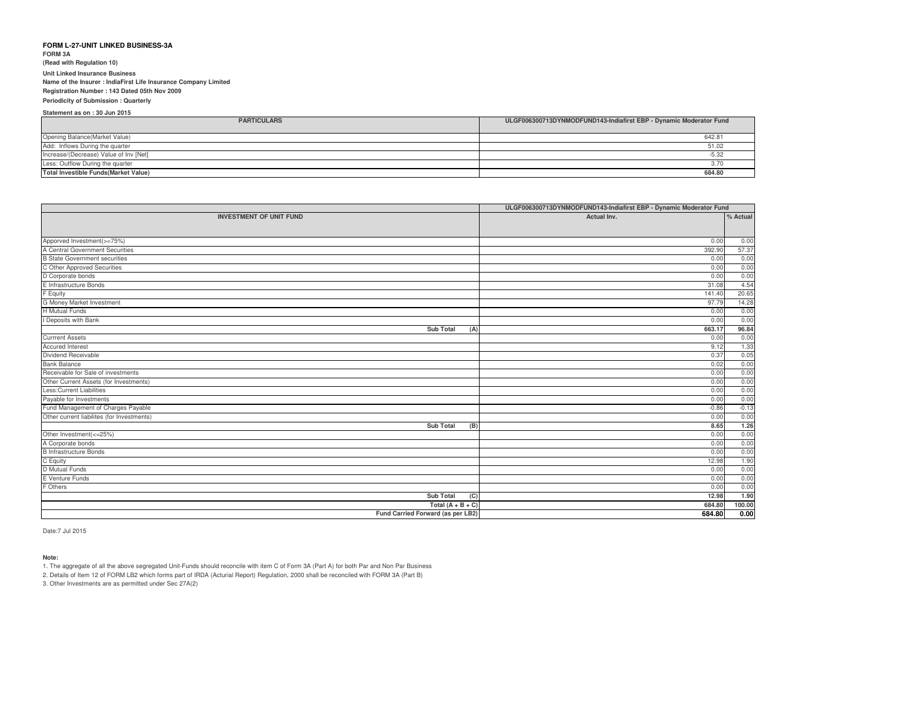**FORM L-27-UNIT LINKED BUSINESS-3A**

**FORM 3A**

**(Read with Regulation 10)**

**Unit Linked Insurance Business**

**Name of the Insurer : IndiaFirst Life Insurance Company Limited**

**Registration Number : 143 Dated 05th Nov 2009**

**Periodicity of Submission : Quarterly**

**Statement as on : 30 Jun 2015**

| PARTICULARS | ULGF006300713DYNMODFUND143-Indiafirst EBP - Dynamic Moderator Fund |
|---|---|
| Opening Balance(Market Value) | 642.81 |
| Add: Inflows During the quarter | 51.02 |
| Increase/(Decrease) Value of Inv [Net] | -5.32 |
| Less: Outflow During the quarter | 3.70 |
| **Total Investible Funds(Market Value)** | **684.80** |

| | ULGF006300713DYNMODFUND143-Indiafirst EBP - Dynamic Moderator Fund | |
|---|---|---|
| **INVESTMENT OF UNIT FUND** | **Actual Inv.** | **% Actual** |
| Apporved Investment(>=75%) | 0.00 | 0.00 |
| A Central Government Securities | 392.90 | 57.37 |
| B State Government securities | 0.00 | 0.00 |
| C Other Approved Securities | 0.00 | 0.00 |
| D Corporate bonds | 0.00 | 0.00 |
| E Infrastructure Bonds | 31.08 | 4.54 |
| F Equity | 141.40 | 20.65 |
| G Money Market Investment | 97.79 | 14.28 |
| H Mutual Funds | 0.00 | 0.00 |
| I Deposits with Bank | 0.00 | 0.00 |
| **Sub Total (A)** | **663.17** | **96.84** |
| Currrent Assets | 0.00 | 0.00 |
| Accured Interest | 9.12 | 1.33 |
| Dividend Receivable | 0.37 | 0.05 |
| Bank Balance | 0.02 | 0.00 |
| Receivable for Sale of investments | 0.00 | 0.00 |
| Other Current Assets (for Investments) | 0.00 | 0.00 |
| Less:Current Liabilities | 0.00 | 0.00 |
| Payable for Investments | 0.00 | 0.00 |
| Fund Management of Charges Payable | -0.86 | -0.13 |
| Other current liabilites (for Investments) | 0.00 | 0.00 |
| **Sub Total (B)** | **8.65** | **1.26** |
| Other Investment(<=25%) | 0.00 | 0.00 |
| A Corporate bonds | 0.00 | 0.00 |
| B Infrastructure Bonds | 0.00 | 0.00 |
| C Equity | 12.98 | 1.90 |
| D Mutual Funds | 0.00 | 0.00 |
| E Venture Funds | 0.00 | 0.00 |
| F Others | 0.00 | 0.00 |
| **Sub Total (C)** | **12.98** | **1.90** |
| **Total (A + B + C)** | **684.80** | **100.00** |
| **Fund Carried Forward (as per LB2)** | **684.80** | **0.00** |

Date:7 Jul 2015

**Note:**

1. The aggregate of all the above segregated Unit-Funds should reconcile with item C of Form 3A (Part A) for both Par and Non Par Business
2. Details of Item 12 of FORM LB2 which forms part of IRDA (Acturial Report) Regulation, 2000 shall be reconciled with FORM 3A (Part B)
3. Other Investments are as permitted under Sec 27A(2)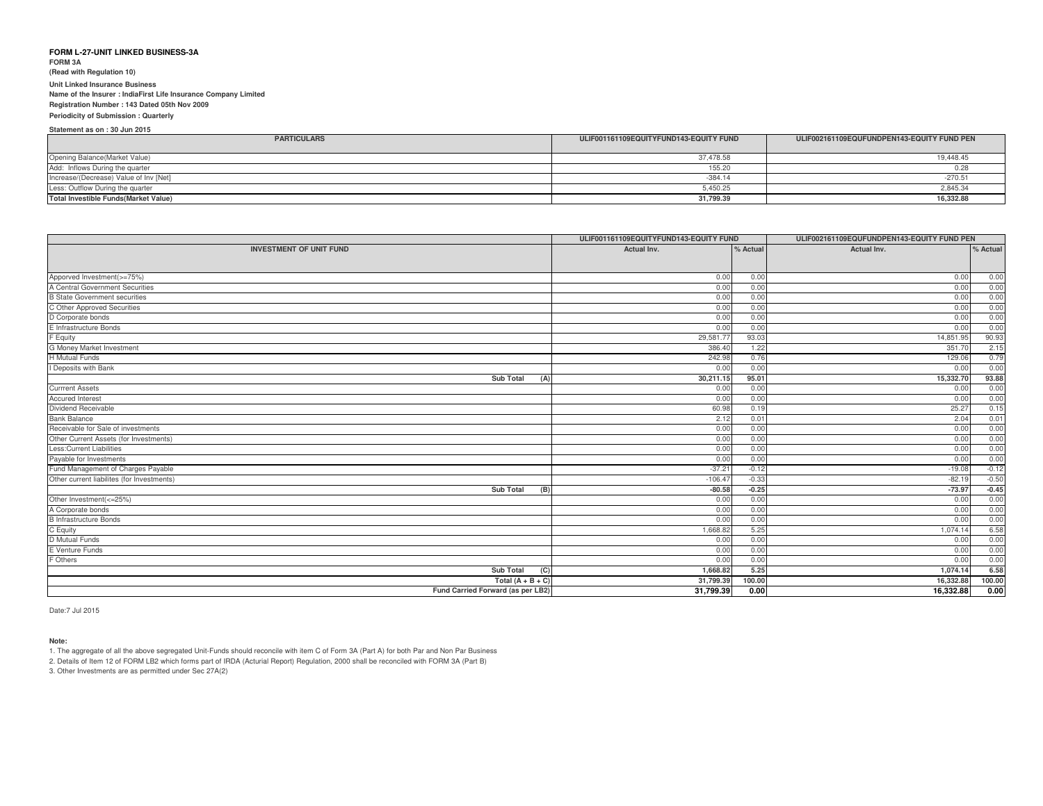**FORM L-27-UNIT LINKED BUSINESS-3A**

**FORM 3A**

**(Read with Regulation 10)**

**Unit Linked Insurance Business**

**Name of the Insurer : IndiaFirst Life Insurance Company Limited**

**Registration Number : 143 Dated 05th Nov 2009**

**Periodicity of Submission : Quarterly**

**Statement as on : 30 Jun 2015**

| PARTICULARS | ULIF001161109EQUITYFUND143-EQUITY FUND | ULIF002161109EQUFUNDPEN143-EQUITY FUND PEN |
|---|---|---|
| Opening Balance(Market Value) | 37,478.58 | 19,448.45 |
| Add: Inflows During the quarter | 155.20 | 0.28 |
| Increase/(Decrease) Value of Inv [Net] | -384.14 | -270.51 |
| Less: Outflow During the quarter | 5,450.25 | 2,845.34 |
| **Total Investible Funds(Market Value)** | **31,799.39** | **16,332.88** |

| | ULIF001161109EQUITYFUND143-EQUITY FUND | | ULIF002161109EQUFUNDPEN143-EQUITY FUND PEN | |
|---|---|---|---|---|
| **INVESTMENT OF UNIT FUND** | **Actual Inv.** | **% Actual** | **Actual Inv.** | **% Actual** |
| Apporved Investment(>=75%) | 0.00 | 0.00 | 0.00 | 0.00 |
| A Central Government Securities | 0.00 | 0.00 | 0.00 | 0.00 |
| B State Government securities | 0.00 | 0.00 | 0.00 | 0.00 |
| C Other Approved Securities | 0.00 | 0.00 | 0.00 | 0.00 |
| D Corporate bonds | 0.00 | 0.00 | 0.00 | 0.00 |
| E Infrastructure Bonds | 0.00 | 0.00 | 0.00 | 0.00 |
| F Equity | 29,581.77 | 93.03 | 14,851.95 | 90.93 |
| G Money Market Investment | 386.40 | 1.22 | 351.70 | 2.15 |
| H Mutual Funds | 242.98 | 0.76 | 129.06 | 0.79 |
| I Deposits with Bank | 0.00 | 0.00 | 0.00 | 0.00 |
| **Sub Total (A)** | **30,211.15** | **95.01** | **15,332.70** | **93.88** |
| Currrent Assets | 0.00 | 0.00 | 0.00 | 0.00 |
| Accured Interest | 0.00 | 0.00 | 0.00 | 0.00 |
| Dividend Receivable | 60.98 | 0.19 | 25.27 | 0.15 |
| Bank Balance | 2.12 | 0.01 | 2.04 | 0.01 |
| Receivable for Sale of investments | 0.00 | 0.00 | 0.00 | 0.00 |
| Other Current Assets (for Investments) | 0.00 | 0.00 | 0.00 | 0.00 |
| Less:Current Liabilities | 0.00 | 0.00 | 0.00 | 0.00 |
| Payable for Investments | 0.00 | 0.00 | 0.00 | 0.00 |
| Fund Management of Charges Payable | -37.21 | -0.12 | -19.08 | -0.12 |
| Other current liabilites (for Investments) | -106.47 | -0.33 | -82.19 | -0.50 |
| **Sub Total (B)** | **-80.58** | **-0.25** | **-73.97** | **-0.45** |
| Other Investment(<=25%) | 0.00 | 0.00 | 0.00 | 0.00 |
| A Corporate bonds | 0.00 | 0.00 | 0.00 | 0.00 |
| B Infrastructure Bonds | 0.00 | 0.00 | 0.00 | 0.00 |
| C Equity | 1,668.82 | 5.25 | 1,074.14 | 6.58 |
| D Mutual Funds | 0.00 | 0.00 | 0.00 | 0.00 |
| E Venture Funds | 0.00 | 0.00 | 0.00 | 0.00 |
| F Others | 0.00 | 0.00 | 0.00 | 0.00 |
| **Sub Total (C)** | **1,668.82** | **5.25** | **1,074.14** | **6.58** |
| **Total (A + B + C)** | **31,799.39** | **100.00** | **16,332.88** | **100.00** |
| **Fund Carried Forward (as per LB2)** | **31,799.39** | **0.00** | **16,332.88** | **0.00** |

Date:7 Jul 2015

**Note:**

1. The aggregate of all the above segregated Unit-Funds should reconcile with item C of Form 3A (Part A) for both Par and Non Par Business
2. Details of Item 12 of FORM LB2 which forms part of IRDA (Acturial Report) Regulation, 2000 shall be reconciled with FORM 3A (Part B)
3. Other Investments are as permitted under Sec 27A(2)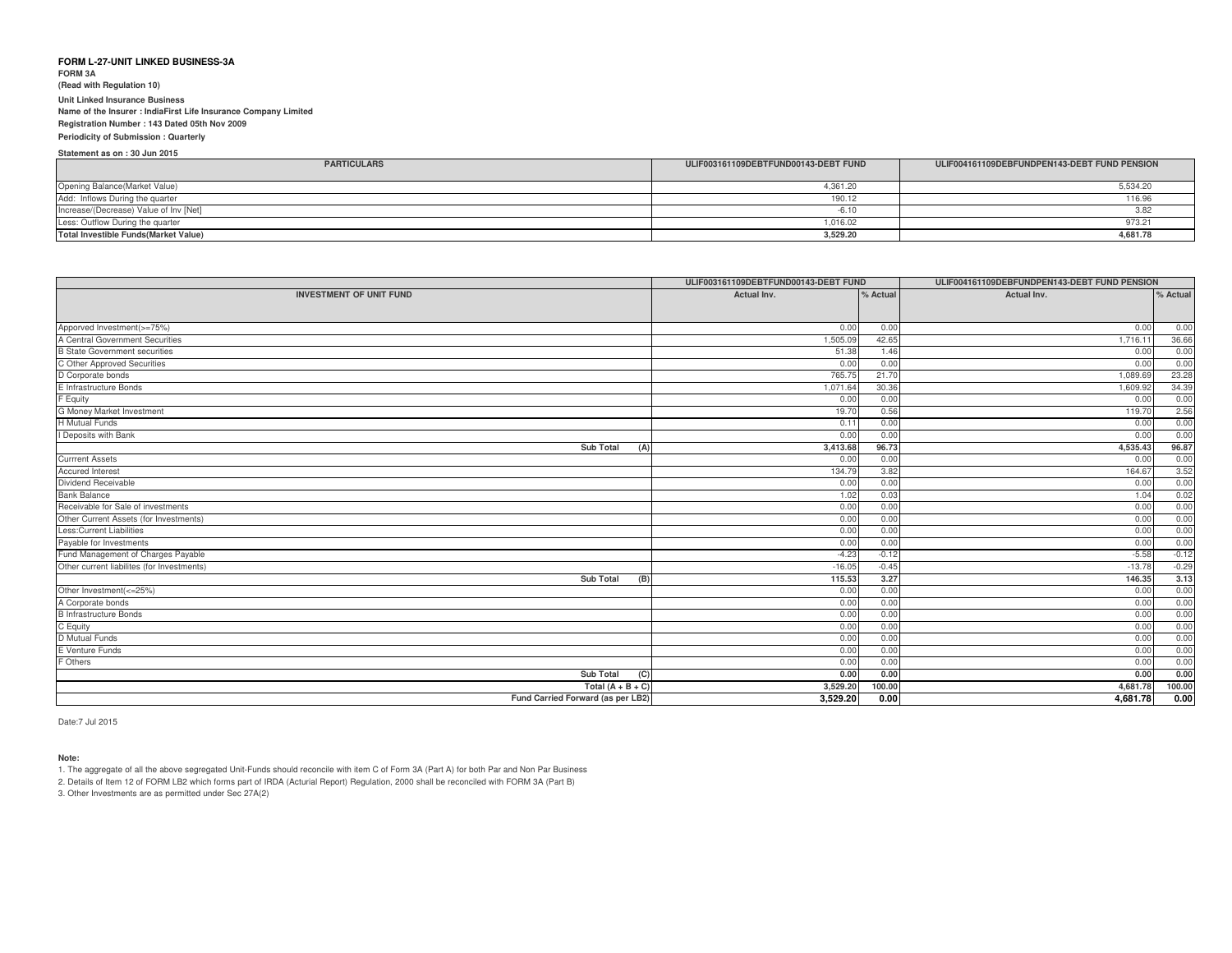**FORM L-27-UNIT LINKED BUSINESS-3A**

**FORM 3A**

**(Read with Regulation 10)**

**Unit Linked Insurance Business**

**Name of the Insurer : IndiaFirst Life Insurance Company Limited**

**Registration Number : 143 Dated 05th Nov 2009**

**Periodicity of Submission : Quarterly**

**Statement as on : 30 Jun 2015**

| PARTICULARS | ULIF003161109DEBTFUND00143-DEBT FUND | ULIF004161109DEBFUNDPEN143-DEBT FUND PENSION |
|---|---|---|
| Opening Balance(Market Value) | 4,361.20 | 5,534.20 |
| Add: Inflows During the quarter | 190.12 | 116.96 |
| Increase/(Decrease) Value of Inv [Net] | -6.10 | 3.82 |
| Less: Outflow During the quarter | 1,016.02 | 973.21 |
| **Total Investible Funds(Market Value)** | **3,529.20** | **4,681.78** |

| INVESTMENT OF UNIT FUND | ULIF003161109DEBTFUND00143-DEBT FUND | | ULIF004161109DEBFUNDPEN143-DEBT FUND PENSION | |
|---|---|---|---|---|
| | Actual Inv. | % Actual | Actual Inv. | % Actual |
| Apporved Investment(>=75%) | 0.00 | 0.00 | 0.00 | 0.00 |
| A Central Government Securities | 1,505.09 | 42.65 | 1,716.11 | 36.66 |
| B State Government securities | 51.38 | 1.46 | 0.00 | 0.00 |
| C Other Approved Securities | 0.00 | 0.00 | 0.00 | 0.00 |
| D Corporate bonds | 765.75 | 21.70 | 1,089.69 | 23.28 |
| E Infrastructure Bonds | 1,071.64 | 30.36 | 1,609.92 | 34.39 |
| F Equity | 0.00 | 0.00 | 0.00 | 0.00 |
| G Money Market Investment | 19.70 | 0.56 | 119.70 | 2.56 |
| H Mutual Funds | 0.11 | 0.00 | 0.00 | 0.00 |
| I Deposits with Bank | 0.00 | 0.00 | 0.00 | 0.00 |
| **Sub Total (A)** | **3,413.68** | **96.73** | **4,535.43** | **96.87** |
| Currrent Assets | 0.00 | 0.00 | 0.00 | 0.00 |
| Accured Interest | 134.79 | 3.82 | 164.67 | 3.52 |
| Dividend Receivable | 0.00 | 0.00 | 0.00 | 0.00 |
| Bank Balance | 1.02 | 0.03 | 1.04 | 0.02 |
| Receivable for Sale of investments | 0.00 | 0.00 | 0.00 | 0.00 |
| Other Current Assets (for Investments) | 0.00 | 0.00 | 0.00 | 0.00 |
| Less:Current Liabilities | 0.00 | 0.00 | 0.00 | 0.00 |
| Payable for Investments | 0.00 | 0.00 | 0.00 | 0.00 |
| Fund Management of Charges Payable | -4.23 | -0.12 | -5.58 | -0.12 |
| Other current liabilites (for Investments) | -16.05 | -0.45 | -13.78 | -0.29 |
| **Sub Total (B)** | **115.53** | **3.27** | **146.35** | **3.13** |
| Other Investment(<=25%) | 0.00 | 0.00 | 0.00 | 0.00 |
| A Corporate bonds | 0.00 | 0.00 | 0.00 | 0.00 |
| B Infrastructure Bonds | 0.00 | 0.00 | 0.00 | 0.00 |
| C Equity | 0.00 | 0.00 | 0.00 | 0.00 |
| D Mutual Funds | 0.00 | 0.00 | 0.00 | 0.00 |
| E Venture Funds | 0.00 | 0.00 | 0.00 | 0.00 |
| F Others | 0.00 | 0.00 | 0.00 | 0.00 |
| **Sub Total (C)** | **0.00** | **0.00** | **0.00** | **0.00** |
| **Total (A + B + C)** | **3,529.20** | **100.00** | **4,681.78** | **100.00** |
| **Fund Carried Forward (as per LB2)** | **3,529.20** | **0.00** | **4,681.78** | **0.00** |

Date:7 Jul 2015

**Note:**

1. The aggregate of all the above segregated Unit-Funds should reconcile with item C of Form 3A (Part A) for both Par and Non Par Business
2. Details of Item 12 of FORM LB2 which forms part of IRDA (Acturial Report) Regulation, 2000 shall be reconciled with FORM 3A (Part B)
3. Other Investments are as permitted under Sec 27A(2)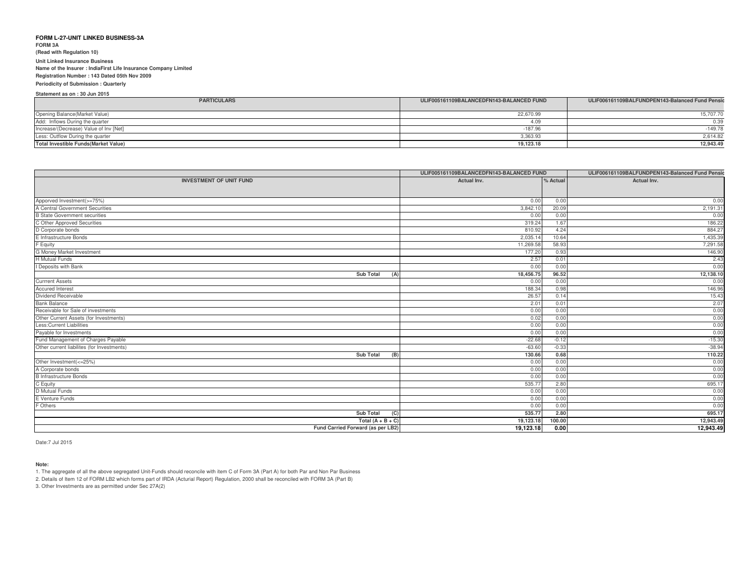**FORM L-27-UNIT LINKED BUSINESS-3A**

**FORM 3A**

**(Read with Regulation 10)**

**Unit Linked Insurance Business**

**Name of the Insurer : IndiaFirst Life Insurance Company Limited**

**Registration Number : 143 Dated 05th Nov 2009**

**Periodicity of Submission : Quarterly**

**Statement as on : 30 Jun 2015**

| PARTICULARS | ULIF005161109BALANCEDFN143-BALANCED FUND | ULIF006161109BALFUNDPEN143-Balanced Fund Pensio |
|---|---|---|
| Opening Balance(Market Value) | 22,670.99 | 15,707.70 |
| Add: Inflows During the quarter | 4.09 | 0.39 |
| Increase/(Decrease) Value of Inv [Net] | -187.96 | -149.78 |
| Less: Outflow During the quarter | 3,363.93 | 2,614.82 |
| **Total Investible Funds(Market Value)** | **19,123.18** | **12,943.49** |

| | ULIF005161109BALANCEDFN143-BALANCED FUND | | ULIF006161109BALFUNDPEN143-Balanced Fund Pensio |
|---|---|---|---|
| **INVESTMENT OF UNIT FUND** | **Actual Inv.** | **% Actual** | **Actual Inv.** |
| Apporved Investment(>=75%) | 0.00 | 0.00 | 0.00 |
| A Central Government Securities | 3,842.10 | 20.09 | 2,191.31 |
| B State Government securities | 0.00 | 0.00 | 0.00 |
| C Other Approved Securities | 319.24 | 1.67 | 186.22 |
| D Corporate bonds | 810.92 | 4.24 | 884.27 |
| E Infrastructure Bonds | 2,035.14 | 10.64 | 1,435.39 |
| F Equity | 11,269.58 | 58.93 | 7,291.58 |
| G Money Market Investment | 177.20 | 0.93 | 146.90 |
| H Mutual Funds | 2.57 | 0.01 | 2.43 |
| I Deposits with Bank | 0.00 | 0.00 | 0.00 |
| **Sub Total (A)** | **18,456.75** | **96.52** | **12,138.10** |
| Currrent Assets | 0.00 | 0.00 | 0.00 |
| Accured Interest | 188.34 | 0.98 | 146.96 |
| Dividend Receivable | 26.57 | 0.14 | 15.43 |
| Bank Balance | 2.01 | 0.01 | 2.07 |
| Receivable for Sale of investments | 0.00 | 0.00 | 0.00 |
| Other Current Assets (for Investments) | 0.02 | 0.00 | 0.00 |
| Less:Current Liabilities | 0.00 | 0.00 | 0.00 |
| Payable for Investments | 0.00 | 0.00 | 0.00 |
| Fund Management of Charges Payable | -22.68 | -0.12 | -15.30 |
| Other current liabilites (for Investments) | -63.60 | -0.33 | -38.94 |
| **Sub Total (B)** | **130.66** | **0.68** | **110.22** |
| Other Investment(<=25%) | 0.00 | 0.00 | 0.00 |
| A Corporate bonds | 0.00 | 0.00 | 0.00 |
| B Infrastructure Bonds | 0.00 | 0.00 | 0.00 |
| C Equity | 535.77 | 2.80 | 695.17 |
| D Mutual Funds | 0.00 | 0.00 | 0.00 |
| E Venture Funds | 0.00 | 0.00 | 0.00 |
| F Others | 0.00 | 0.00 | 0.00 |
| **Sub Total (C)** | **535.77** | **2.80** | **695.17** |
| **Total (A + B + C)** | **19,123.18** | **100.00** | **12,943.49** |
| **Fund Carried Forward (as per LB2)** | **19,123.18** | **0.00** | **12,943.49** |

Date:7 Jul 2015

**Note:**

1. The aggregate of all the above segregated Unit-Funds should reconcile with item C of Form 3A (Part A) for both Par and Non Par Business
2. Details of Item 12 of FORM LB2 which forms part of IRDA (Acturial Report) Regulation, 2000 shall be reconciled with FORM 3A (Part B)
3. Other Investments are as permitted under Sec 27A(2)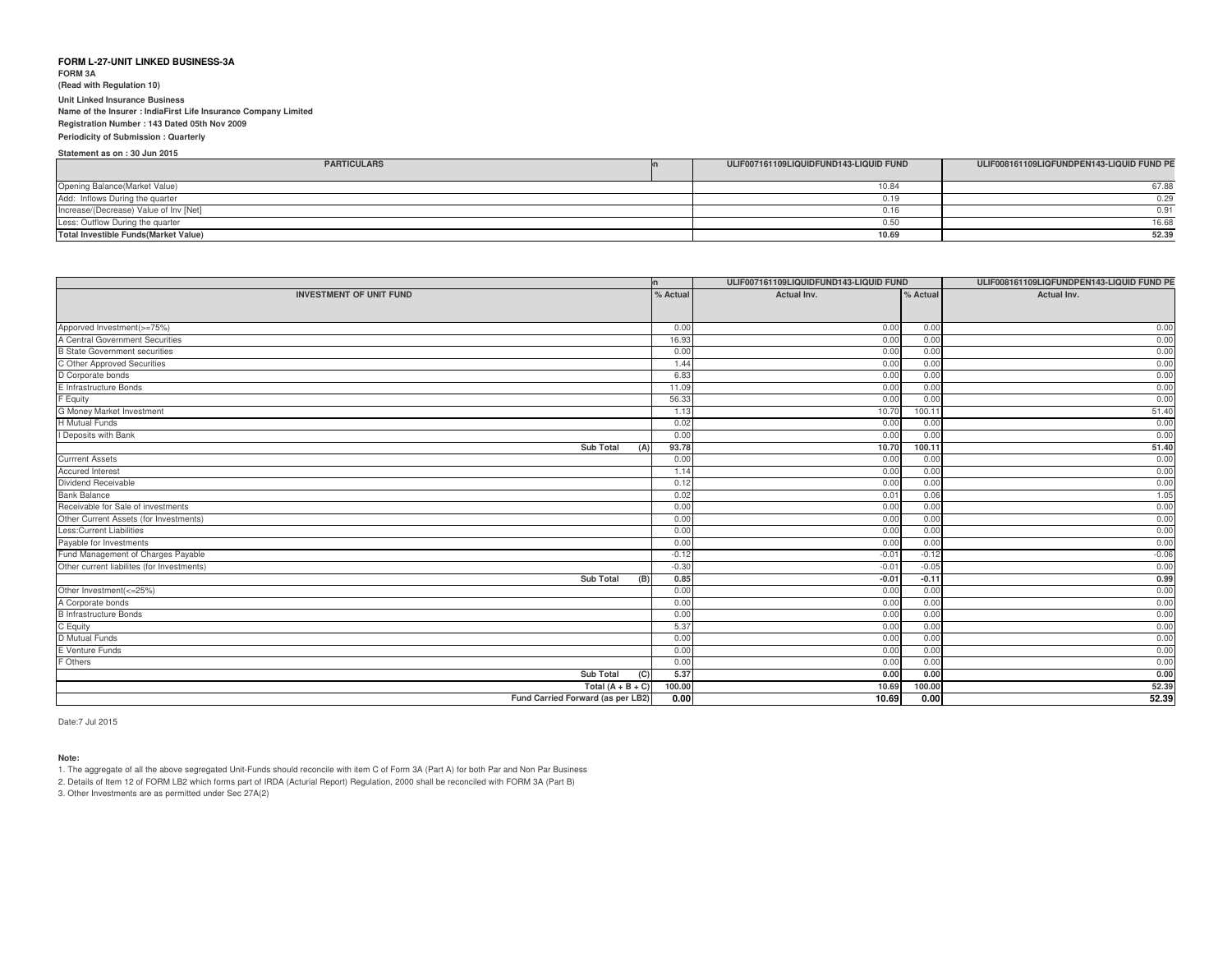**FORM L-27-UNIT LINKED BUSINESS-3A**

**FORM 3A**

**(Read with Regulation 10)**

**Unit Linked Insurance Business**

**Name of the Insurer : IndiaFirst Life Insurance Company Limited**

**Registration Number : 143 Dated 05th Nov 2009**

**Periodicity of Submission : Quarterly**

**Statement as on : 30 Jun 2015**

| PARTICULARS | In | ULIF007161109LIQUIDFUND143-LIQUID FUND | ULIF008161109LIQFUNDPEN143-LIQUID FUND PE |
|---|---|---|---|
| Opening Balance(Market Value) | | 10.84 | 67.88 |
| Add: Inflows During the quarter | | 0.19 | 0.29 |
| Increase/(Decrease) Value of Inv [Net] | | 0.16 | 0.91 |
| Less: Outflow During the quarter | | 0.50 | 16.68 |
| **Total Investible Funds(Market Value)** | | **10.69** | **52.39** |

| | In | ULIF007161109LIQUIDFUND143-LIQUID FUND | | ULIF008161109LIQFUNDPEN143-LIQUID FUND PE |
|---|---|---|---|---|
| **INVESTMENT OF UNIT FUND** | % Actual | Actual Inv. | % Actual | Actual Inv. |
| Apporved Investment(>=75%) | 0.00 | 0.00 | 0.00 | 0.00 |
| A Central Government Securities | 16.93 | 0.00 | 0.00 | 0.00 |
| B State Government securities | 0.00 | 0.00 | 0.00 | 0.00 |
| C Other Approved Securities | 1.44 | 0.00 | 0.00 | 0.00 |
| D Corporate bonds | 6.83 | 0.00 | 0.00 | 0.00 |
| E Infrastructure Bonds | 11.09 | 0.00 | 0.00 | 0.00 |
| F Equity | 56.33 | 0.00 | 0.00 | 0.00 |
| G Money Market Investment | 1.13 | 10.70 | 100.11 | 51.40 |
| H Mutual Funds | 0.02 | 0.00 | 0.00 | 0.00 |
| I Deposits with Bank | 0.00 | 0.00 | 0.00 | 0.00 |
| **Sub Total (A)** | **93.78** | **10.70** | **100.11** | **51.40** |
| Currrent Assets | 0.00 | 0.00 | 0.00 | 0.00 |
| Accured Interest | 1.14 | 0.00 | 0.00 | 0.00 |
| Dividend Receivable | 0.12 | 0.00 | 0.00 | 0.00 |
| Bank Balance | 0.02 | 0.01 | 0.06 | 1.05 |
| Receivable for Sale of investments | 0.00 | 0.00 | 0.00 | 0.00 |
| Other Current Assets (for Investments) | 0.00 | 0.00 | 0.00 | 0.00 |
| Less:Current Liabilities | 0.00 | 0.00 | 0.00 | 0.00 |
| Payable for Investments | 0.00 | 0.00 | 0.00 | 0.00 |
| Fund Management of Charges Payable | -0.12 | -0.01 | -0.12 | -0.06 |
| Other current liabilites (for Investments) | -0.30 | -0.01 | -0.05 | 0.00 |
| **Sub Total (B)** | **0.85** | **-0.01** | **-0.11** | **0.99** |
| Other Investment(<=25%) | 0.00 | 0.00 | 0.00 | 0.00 |
| A Corporate bonds | 0.00 | 0.00 | 0.00 | 0.00 |
| B Infrastructure Bonds | 0.00 | 0.00 | 0.00 | 0.00 |
| C Equity | 5.37 | 0.00 | 0.00 | 0.00 |
| D Mutual Funds | 0.00 | 0.00 | 0.00 | 0.00 |
| E Venture Funds | 0.00 | 0.00 | 0.00 | 0.00 |
| F Others | 0.00 | 0.00 | 0.00 | 0.00 |
| **Sub Total (C)** | **5.37** | **0.00** | **0.00** | **0.00** |
| **Total (A + B + C)** | **100.00** | **10.69** | **100.00** | **52.39** |
| **Fund Carried Forward (as per LB2)** | **0.00** | **10.69** | **0.00** | **52.39** |

Date:7 Jul 2015

**Note:**

1. The aggregate of all the above segregated Unit-Funds should reconcile with item C of Form 3A (Part A) for both Par and Non Par Business
2. Details of Item 12 of FORM LB2 which forms part of IRDA (Acturial Report) Regulation, 2000 shall be reconciled with FORM 3A (Part B)
3. Other Investments are as permitted under Sec 27A(2)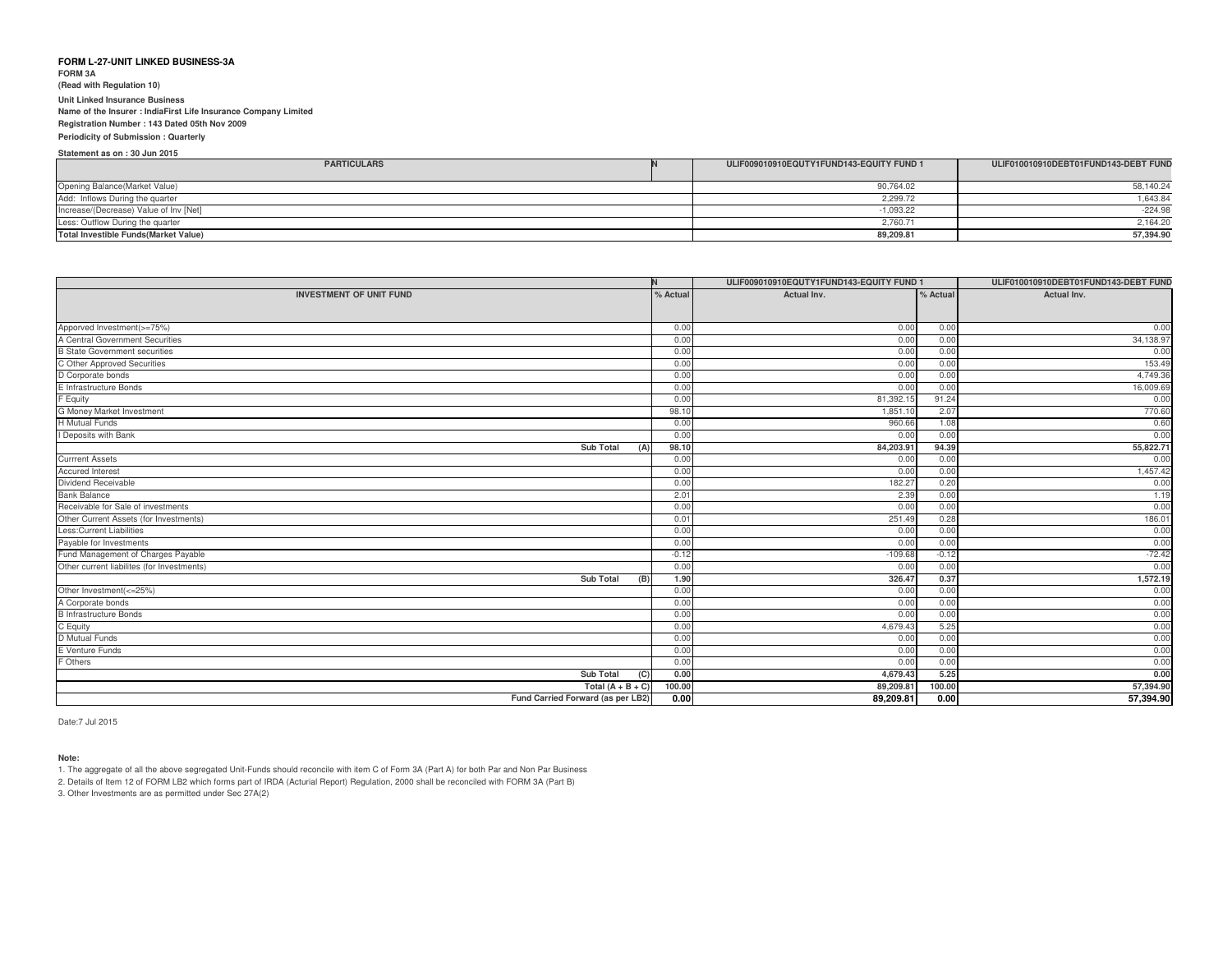**FORM L-27-UNIT LINKED BUSINESS-3A**

**FORM 3A**

**(Read with Regulation 10)**

**Unit Linked Insurance Business**

**Name of the Insurer : IndiaFirst Life Insurance Company Limited**

**Registration Number : 143 Dated 05th Nov 2009**

**Periodicity of Submission : Quarterly**

**Statement as on : 30 Jun 2015**

| PARTICULARS | N | ULIF009010910EQUTY1FUND143-EQUITY FUND 1 | ULIF010010910DEBT01FUND143-DEBT FUND |
|---|---|---|---|
| Opening Balance(Market Value) | | 90,764.02 | 58,140.24 |
| Add: Inflows During the quarter | | 2,299.72 | 1,643.84 |
| Increase/(Decrease) Value of Inv [Net] | | -1,093.22 | -224.98 |
| Less: Outflow During the quarter | | 2,760.71 | 2,164.20 |
| **Total Investible Funds(Market Value)** | | **89,209.81** | **57,394.90** |

| | N | ULIF009010910EQUTY1FUND143-EQUITY FUND 1 | | ULIF010010910DEBT01FUND143-DEBT FUND |
|---|---|---|---|---|
| **INVESTMENT OF UNIT FUND** | % Actual | Actual Inv. | % Actual | Actual Inv. |
| Apporved Investment(>=75%) | 0.00 | 0.00 | 0.00 | 0.00 |
| A Central Government Securities | 0.00 | 0.00 | 0.00 | 34,138.97 |
| B State Government securities | 0.00 | 0.00 | 0.00 | 0.00 |
| C Other Approved Securities | 0.00 | 0.00 | 0.00 | 153.49 |
| D Corporate bonds | 0.00 | 0.00 | 0.00 | 4,749.36 |
| E Infrastructure Bonds | 0.00 | 0.00 | 0.00 | 16,009.69 |
| F Equity | 0.00 | 81,392.15 | 91.24 | 0.00 |
| G Money Market Investment | 98.10 | 1,851.10 | 2.07 | 770.60 |
| H Mutual Funds | 0.00 | 960.66 | 1.08 | 0.60 |
| I Deposits with Bank | 0.00 | 0.00 | 0.00 | 0.00 |
| **Sub Total (A)** | **98.10** | **84,203.91** | **94.39** | **55,822.71** |
| Currrent Assets | 0.00 | 0.00 | 0.00 | 0.00 |
| Accured Interest | 0.00 | 0.00 | 0.00 | 1,457.42 |
| Dividend Receivable | 0.00 | 182.27 | 0.20 | 0.00 |
| Bank Balance | 2.01 | 2.39 | 0.00 | 1.19 |
| Receivable for Sale of investments | 0.00 | 0.00 | 0.00 | 0.00 |
| Other Current Assets (for Investments) | 0.01 | 251.49 | 0.28 | 186.01 |
| Less:Current Liabilities | 0.00 | 0.00 | 0.00 | 0.00 |
| Payable for Investments | 0.00 | 0.00 | 0.00 | 0.00 |
| Fund Management of Charges Payable | -0.12 | -109.68 | -0.12 | -72.42 |
| Other current liabilites (for Investments) | 0.00 | 0.00 | 0.00 | 0.00 |
| **Sub Total (B)** | **1.90** | **326.47** | **0.37** | **1,572.19** |
| Other Investment(<=25%) | 0.00 | 0.00 | 0.00 | 0.00 |
| A Corporate bonds | 0.00 | 0.00 | 0.00 | 0.00 |
| B Infrastructure Bonds | 0.00 | 0.00 | 0.00 | 0.00 |
| C Equity | 0.00 | 4,679.43 | 5.25 | 0.00 |
| D Mutual Funds | 0.00 | 0.00 | 0.00 | 0.00 |
| E Venture Funds | 0.00 | 0.00 | 0.00 | 0.00 |
| F Others | 0.00 | 0.00 | 0.00 | 0.00 |
| **Sub Total (C)** | **0.00** | **4,679.43** | **5.25** | **0.00** |
| **Total (A + B + C)** | **100.00** | **89,209.81** | **100.00** | **57,394.90** |
| **Fund Carried Forward (as per LB2)** | **0.00** | **89,209.81** | **0.00** | **57,394.90** |

Date:7 Jul 2015

**Note:**

1. The aggregate of all the above segregated Unit-Funds should reconcile with item C of Form 3A (Part A) for both Par and Non Par Business
2. Details of Item 12 of FORM LB2 which forms part of IRDA (Acturial Report) Regulation, 2000 shall be reconciled with FORM 3A (Part B)
3. Other Investments are as permitted under Sec 27A(2)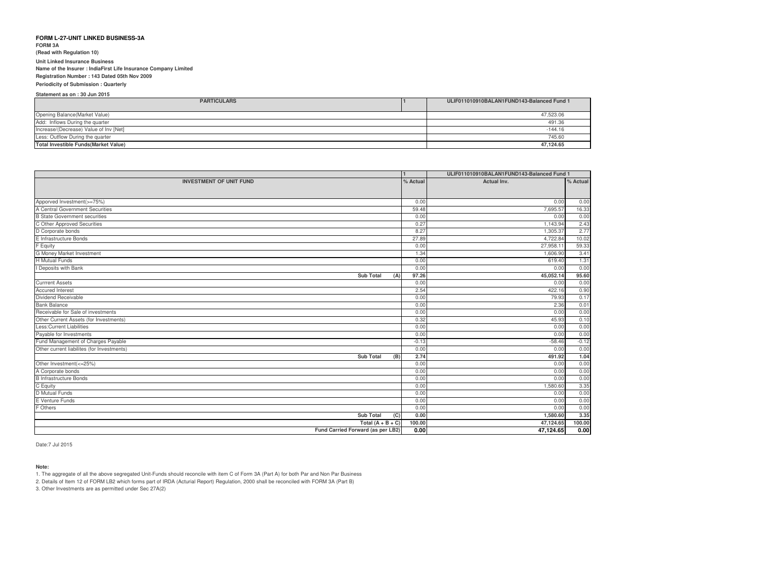**FORM L-27-UNIT LINKED BUSINESS-3A**

**FORM 3A**

**(Read with Regulation 10)**

**Unit Linked Insurance Business**

**Name of the Insurer : IndiaFirst Life Insurance Company Limited**

**Registration Number : 143 Dated 05th Nov 2009**

**Periodicity of Submission : Quarterly**

**Statement as on : 30 Jun 2015**

| PARTICULARS | 1 | ULIF011010910BALAN1FUND143-Balanced Fund 1 |
|---|---|---|
| Opening Balance(Market Value) | | 47,523.06 |
| Add: Inflows During the quarter | | 491.36 |
| Increase/(Decrease) Value of Inv [Net] | | -144.16 |
| Less: Outflow During the quarter | | 745.60 |
| **Total Investible Funds(Market Value)** | | **47,124.65** |

| | 1 | ULIF011010910BALAN1FUND143-Balanced Fund 1 | |
|---|---|---|---|
| **INVESTMENT OF UNIT FUND** | **% Actual** | **Actual Inv.** | **% Actual** |
| Apporved Investment(>=75%) | 0.00 | 0.00 | 0.00 |
| A Central Government Securities | 59.48 | 7,695.57 | 16.33 |
| B State Government securities | 0.00 | 0.00 | 0.00 |
| C Other Approved Securities | 0.27 | 1,143.94 | 2.43 |
| D Corporate bonds | 8.27 | 1,305.37 | 2.77 |
| E Infrastructure Bonds | 27.89 | 4,722.84 | 10.02 |
| F Equity | 0.00 | 27,958.11 | 59.33 |
| G Money Market Investment | 1.34 | 1,606.90 | 3.41 |
| H Mutual Funds | 0.00 | 619.40 | 1.31 |
| I Deposits with Bank | 0.00 | 0.00 | 0.00 |
| **Sub Total (A)** | **97.26** | **45,052.14** | **95.60** |
| Currrent Assets | 0.00 | 0.00 | 0.00 |
| Accured Interest | 2.54 | 422.16 | 0.90 |
| Dividend Receivable | 0.00 | 79.93 | 0.17 |
| Bank Balance | 0.00 | 2.36 | 0.01 |
| Receivable for Sale of investments | 0.00 | 0.00 | 0.00 |
| Other Current Assets (for Investments) | 0.32 | 45.93 | 0.10 |
| Less:Current Liabilities | 0.00 | 0.00 | 0.00 |
| Payable for Investments | 0.00 | 0.00 | 0.00 |
| Fund Management of Charges Payable | -0.13 | -58.46 | -0.12 |
| Other current liabilites (for Investments) | 0.00 | 0.00 | 0.00 |
| **Sub Total (B)** | **2.74** | **491.92** | **1.04** |
| Other Investment(<=25%) | 0.00 | 0.00 | 0.00 |
| A Corporate bonds | 0.00 | 0.00 | 0.00 |
| B Infrastructure Bonds | 0.00 | 0.00 | 0.00 |
| C Equity | 0.00 | 1,580.60 | 3.35 |
| D Mutual Funds | 0.00 | 0.00 | 0.00 |
| E Venture Funds | 0.00 | 0.00 | 0.00 |
| F Others | 0.00 | 0.00 | 0.00 |
| **Sub Total (C)** | **0.00** | **1,580.60** | **3.35** |
| **Total (A + B + C)** | **100.00** | **47,124.65** | **100.00** |
| **Fund Carried Forward (as per LB2)** | **0.00** | **47,124.65** | **0.00** |

Date:7 Jul 2015

**Note:**

1. The aggregate of all the above segregated Unit-Funds should reconcile with item C of Form 3A (Part A) for both Par and Non Par Business
2. Details of Item 12 of FORM LB2 which forms part of IRDA (Acturial Report) Regulation, 2000 shall be reconciled with FORM 3A (Part B)
3. Other Investments are as permitted under Sec 27A(2)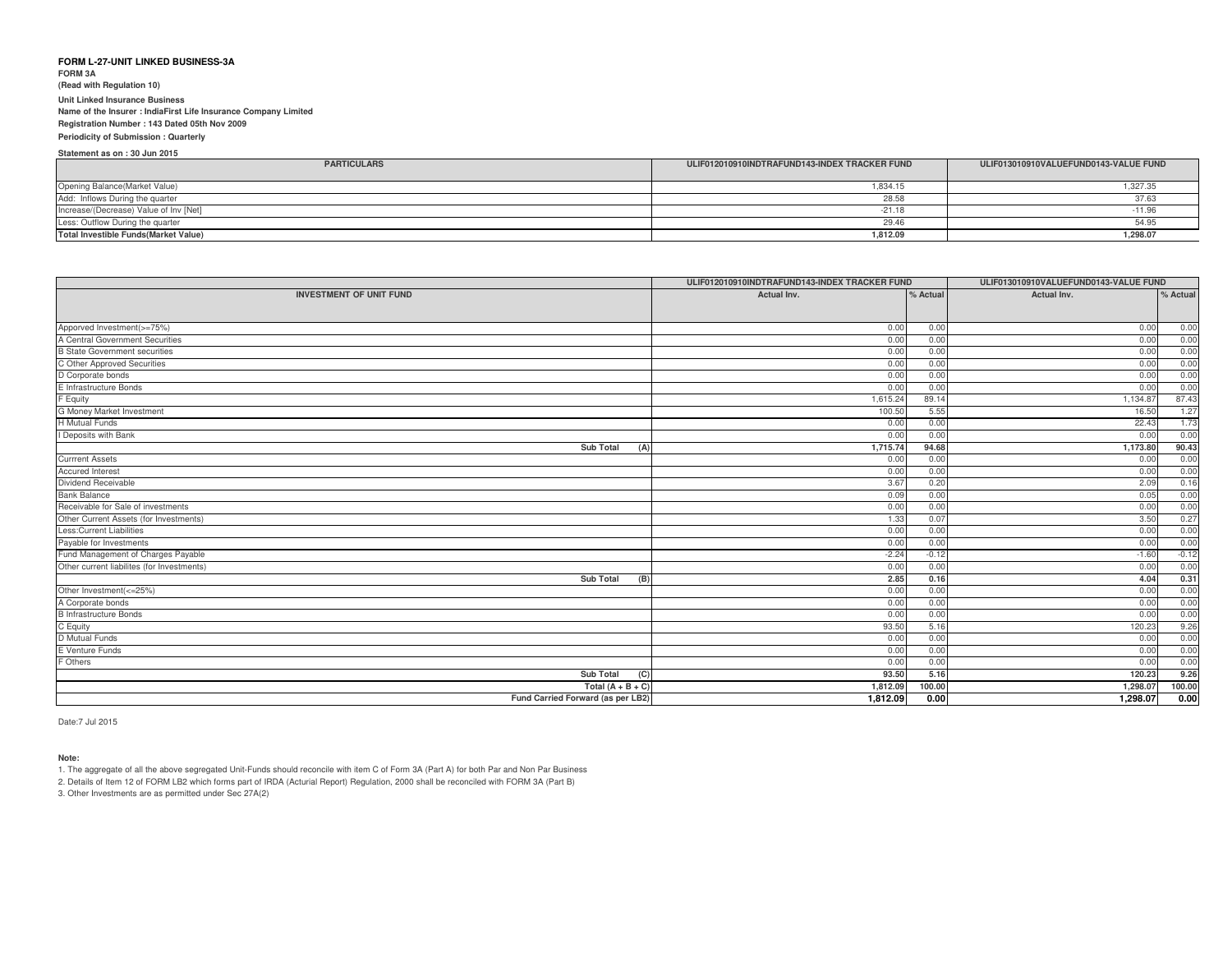**FORM L-27-UNIT LINKED BUSINESS-3A**

**FORM 3A**

**(Read with Regulation 10)**

**Unit Linked Insurance Business**

**Name of the Insurer : IndiaFirst Life Insurance Company Limited**

**Registration Number : 143 Dated 05th Nov 2009**

**Periodicity of Submission : Quarterly**

**Statement as on : 30 Jun 2015**

| PARTICULARS | ULIF012010910INDTRAFUND143-INDEX TRACKER FUND | ULIF013010910VALUEFUND0143-VALUE FUND |
|---|---|---|
| Opening Balance(Market Value) | 1,834.15 | 1,327.35 |
| Add: Inflows During the quarter | 28.58 | 37.63 |
| Increase/(Decrease) Value of Inv [Net] | -21.18 | -11.96 |
| Less: Outflow During the quarter | 29.46 | 54.95 |
| **Total Investible Funds(Market Value)** | **1,812.09** | **1,298.07** |

| | ULIF012010910INDTRAFUND143-INDEX TRACKER FUND | | ULIF013010910VALUEFUND0143-VALUE FUND | |
|---|---|---|---|---|
| **INVESTMENT OF UNIT FUND** | **Actual Inv.** | **% Actual** | **Actual Inv.** | **% Actual** |
| Apporved Investment(>=75%) | 0.00 | 0.00 | 0.00 | 0.00 |
| A Central Government Securities | 0.00 | 0.00 | 0.00 | 0.00 |
| B State Government securities | 0.00 | 0.00 | 0.00 | 0.00 |
| C Other Approved Securities | 0.00 | 0.00 | 0.00 | 0.00 |
| D Corporate bonds | 0.00 | 0.00 | 0.00 | 0.00 |
| E Infrastructure Bonds | 0.00 | 0.00 | 0.00 | 0.00 |
| F Equity | 1,615.24 | 89.14 | 1,134.87 | 87.43 |
| G Money Market Investment | 100.50 | 5.55 | 16.50 | 1.27 |
| H Mutual Funds | 0.00 | 0.00 | 22.43 | 1.73 |
| I Deposits with Bank | 0.00 | 0.00 | 0.00 | 0.00 |
| **Sub Total (A)** | **1,715.74** | **94.68** | **1,173.80** | **90.43** |
| Currrent Assets | 0.00 | 0.00 | 0.00 | 0.00 |
| Accured Interest | 0.00 | 0.00 | 0.00 | 0.00 |
| Dividend Receivable | 3.67 | 0.20 | 2.09 | 0.16 |
| Bank Balance | 0.09 | 0.00 | 0.05 | 0.00 |
| Receivable for Sale of investments | 0.00 | 0.00 | 0.00 | 0.00 |
| Other Current Assets (for Investments) | 1.33 | 0.07 | 3.50 | 0.27 |
| Less:Current Liabilities | 0.00 | 0.00 | 0.00 | 0.00 |
| Payable for Investments | 0.00 | 0.00 | 0.00 | 0.00 |
| Fund Management of Charges Payable | -2.24 | -0.12 | -1.60 | -0.12 |
| Other current liabilites (for Investments) | 0.00 | 0.00 | 0.00 | 0.00 |
| **Sub Total (B)** | **2.85** | **0.16** | **4.04** | **0.31** |
| Other Investment(<=25%) | 0.00 | 0.00 | 0.00 | 0.00 |
| A Corporate bonds | 0.00 | 0.00 | 0.00 | 0.00 |
| B Infrastructure Bonds | 0.00 | 0.00 | 0.00 | 0.00 |
| C Equity | 93.50 | 5.16 | 120.23 | 9.26 |
| D Mutual Funds | 0.00 | 0.00 | 0.00 | 0.00 |
| E Venture Funds | 0.00 | 0.00 | 0.00 | 0.00 |
| F Others | 0.00 | 0.00 | 0.00 | 0.00 |
| **Sub Total (C)** | **93.50** | **5.16** | **120.23** | **9.26** |
| **Total (A + B + C)** | **1,812.09** | **100.00** | **1,298.07** | **100.00** |
| **Fund Carried Forward (as per LB2)** | **1,812.09** | **0.00** | **1,298.07** | **0.00** |

Date:7 Jul 2015

**Note:**

1. The aggregate of all the above segregated Unit-Funds should reconcile with item C of Form 3A (Part A) for both Par and Non Par Business
2. Details of Item 12 of FORM LB2 which forms part of IRDA (Acturial Report) Regulation, 2000 shall be reconciled with FORM 3A (Part B)
3. Other Investments are as permitted under Sec 27A(2)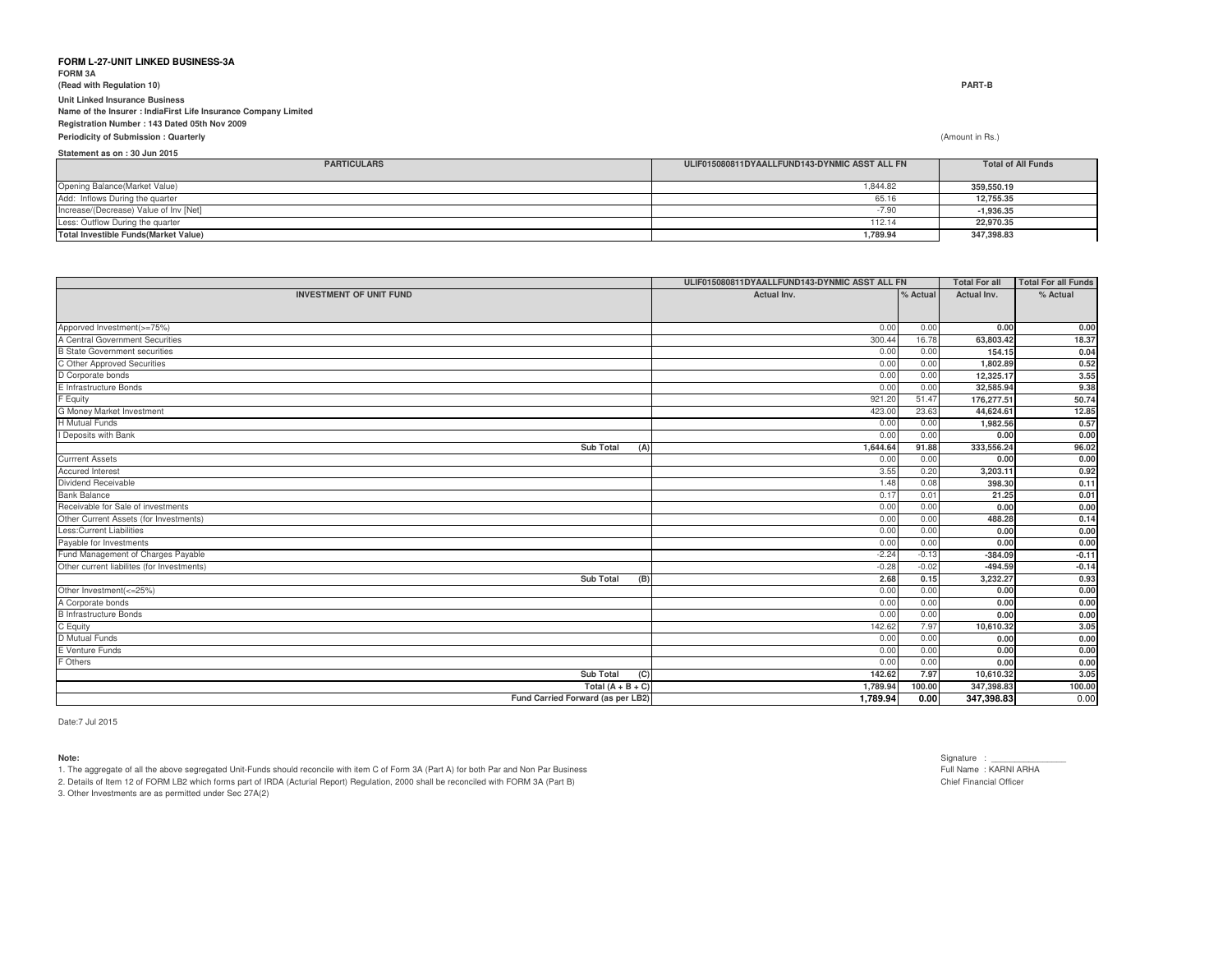**FORM L-27-UNIT LINKED BUSINESS-3A**

**FORM 3A**

**(Read with Regulation 10)**

**PART-B**

**Unit Linked Insurance Business**

**Name of the Insurer : IndiaFirst Life Insurance Company Limited**

**Registration Number : 143 Dated 05th Nov 2009**

**Periodicity of Submission : Quarterly**

(Amount in Rs.)

**Statement as on : 30 Jun 2015**

| PARTICULARS | ULIF015080811DYAALLFUND143-DYNMIC ASST ALL FN | Total of All Funds |
|---|---|---|
| Opening Balance(Market Value) | 1,844.82 | 359,550.19 |
| Add: Inflows During the quarter | 65.16 | 12,755.35 |
| Increase/(Decrease) Value of Inv [Net] | -7.90 | -1,936.35 |
| Less: Outflow During the quarter | 112.14 | 22,970.35 |
| **Total Investible Funds(Market Value)** | 1,789.94 | 347,398.83 |

| | ULIF015080811DYAALLFUND143-DYNMIC ASST ALL FN | | Total For all | Total For all Funds |
|---|---|---|---|---|
| INVESTMENT OF UNIT FUND | Actual Inv. | % Actual | Actual Inv. | % Actual |
| Apporved Investment(>=75%) | 0.00 | 0.00 | 0.00 | 0.00 |
| A Central Government Securities | 300.44 | 16.78 | 63,803.42 | 18.37 |
| B State Government securities | 0.00 | 0.00 | 154.15 | 0.04 |
| C Other Approved Securities | 0.00 | 0.00 | 1,802.89 | 0.52 |
| D Corporate bonds | 0.00 | 0.00 | 12,325.17 | 3.55 |
| E Infrastructure Bonds | 0.00 | 0.00 | 32,585.94 | 9.38 |
| F Equity | 921.20 | 51.47 | 176,277.51 | 50.74 |
| G Money Market Investment | 423.00 | 23.63 | 44,624.61 | 12.85 |
| H Mutual Funds | 0.00 | 0.00 | 1,982.56 | 0.57 |
| I Deposits with Bank | 0.00 | 0.00 | 0.00 | 0.00 |
| Sub Total (A) | 1,644.64 | 91.88 | 333,556.24 | 96.02 |
| Currrent Assets | 0.00 | 0.00 | 0.00 | 0.00 |
| Accured Interest | 3.55 | 0.20 | 3,203.11 | 0.92 |
| Dividend Receivable | 1.48 | 0.08 | 398.30 | 0.11 |
| Bank Balance | 0.17 | 0.01 | 21.25 | 0.01 |
| Receivable for Sale of investments | 0.00 | 0.00 | 0.00 | 0.00 |
| Other Current Assets (for Investments) | 0.00 | 0.00 | 488.28 | 0.14 |
| Less:Current Liabilities | 0.00 | 0.00 | 0.00 | 0.00 |
| Payable for Investments | 0.00 | 0.00 | 0.00 | 0.00 |
| Fund Management of Charges Payable | -2.24 | -0.13 | -384.09 | -0.11 |
| Other current liabilites (for Investments) | -0.28 | -0.02 | -494.59 | -0.14 |
| Sub Total (B) | 2.68 | 0.15 | 3,232.27 | 0.93 |
| Other Investment(<=25%) | 0.00 | 0.00 | 0.00 | 0.00 |
| A Corporate bonds | 0.00 | 0.00 | 0.00 | 0.00 |
| B Infrastructure Bonds | 0.00 | 0.00 | 0.00 | 0.00 |
| C Equity | 142.62 | 7.97 | 10,610.32 | 3.05 |
| D Mutual Funds | 0.00 | 0.00 | 0.00 | 0.00 |
| E Venture Funds | 0.00 | 0.00 | 0.00 | 0.00 |
| F Others | 0.00 | 0.00 | 0.00 | 0.00 |
| Sub Total (C) | 142.62 | 7.97 | 10,610.32 | 3.05 |
| Total (A + B + C) | 1,789.94 | 100.00 | 347,398.83 | 100.00 |
| Fund Carried Forward (as per LB2) | 1,789.94 | 0.00 | 347,398.83 | 0.00 |

Date:7 Jul 2015

**Note:**

1. The aggregate of all the above segregated Unit-Funds should reconcile with item C of Form 3A (Part A) for both Par and Non Par Business
2. Details of Item 12 of FORM LB2 which forms part of IRDA (Acturial Report) Regulation, 2000 shall be reconciled with FORM 3A (Part B)
3. Other Investments are as permitted under Sec 27A(2)

Signature : ________________

Full Name : KARNI ARHA

Chief Financial Officer